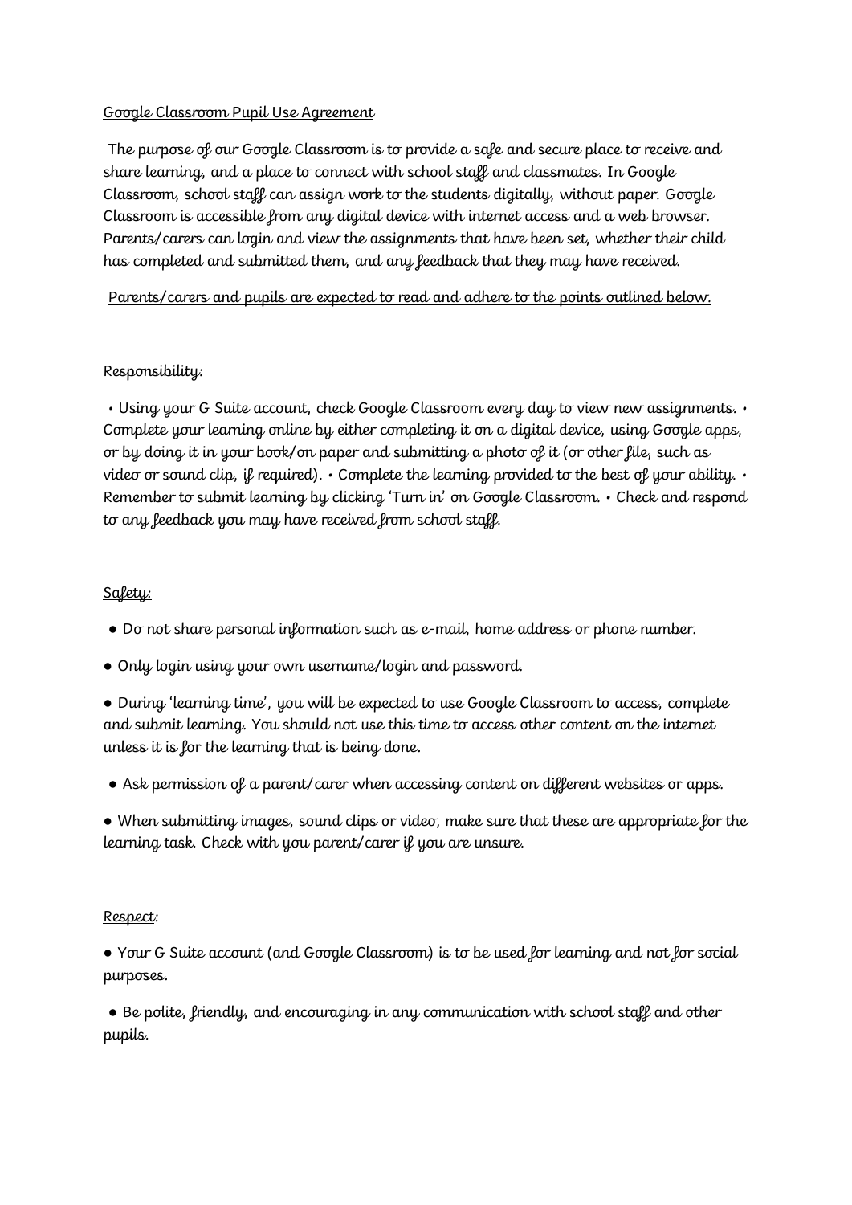# Google Classroom Pupil Use Agreement

The purpose of our Google Classroom is to provide a safe and secure place to receive and share learning, and a place to connect with school staff and classmates. In Google Classroom, school staff can assign work to the students digitally, without paper. Google Classroom is accessible from any digital device with internet access and a web browser. Parents/carers can login and view the assignments that have been set, whether their child has completed and submitted them, and any feedback that they may have received.

Parents/carers and pupils are expected to read and adhere to the points outlined below.

## Responsibility:

• Using your G Suite account, check Google Classroom every day to view new assignments. • Complete your learning online by either completing it on a digital device, using Google apps, or by doing it in your book/on paper and submitting a photo of it (or other file, such as video or sound clip, if required). • Complete the learning provided to the best of your ability. • Remember to submit learning by clicking 'Turn in' on Google Classroom. • Check and respond to any feedback you may have received from school staff.

## Safety:

- Do not share personal information such as e-mail, home address or phone number.
- Only login using your own username/login and password.
- During 'learning time', you will be expected to use Google Classroom to access, complete and submit learning. You should not use this time to access other content on the internet unless it is for the learning that is being done.
- Ask permission of a parent/carer when accessing content on different websites or apps.
- When submitting images, sound clips or video, make sure that these are appropriate for the learning task. Check with you parent/carer if you are unsure.

## Respect:

- Your G Suite account (and Google Classroom) is to be used for learning and not for social purposes.
- Be polite, friendly, and encouraging in any communication with school staff and other pupils.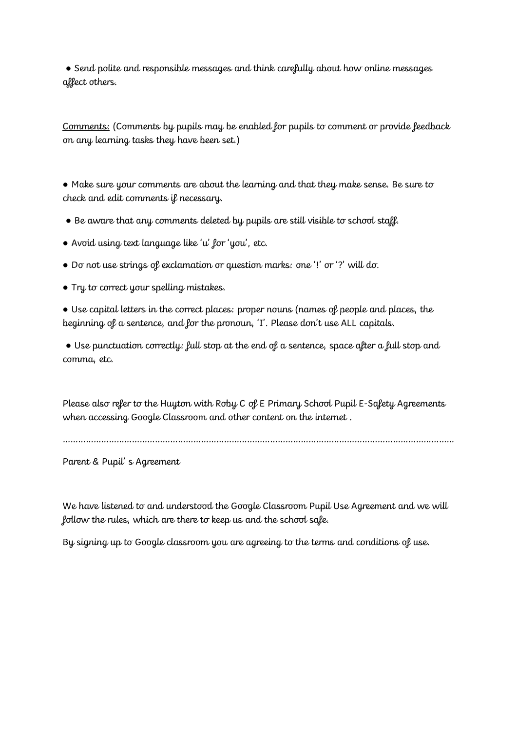- Send polite and responsible messages and think carefully about how online messages affect others.

<u>Comments:</u> (Comments by pupils may be enabled for pupils to comment or provide feedback on any learning tasks they have been set.)

- Make sure your comments are about the learning and that they make sense. Be sure to check and edit comments if necessary.
- Be aware that any comments deleted by pupils are still visible to school staff.
- Avoid using text language like 'u' for 'you', etc.
- Do not use strings of exclamation or question marks: one '!' or '?' will do.
- Try to correct your spelling mistakes.
- Use capital letters in the correct places: proper nouns (names of people and places, the beginning of a sentence, and for the pronoun, 'I'. Please don't use ALL capitals.
- Use punctuation correctly: full stop at the end of a sentence, space after a full stop and comma, etc.

Please also refer to the Huyton with Roby C of E Primary School Pupil E-Safety Agreements when accessing Google Classroom and other content on the internet .

..............................................................................................................................................

Parent & Pupil' s Agreement

We have listened to and understood the Google Classroom Pupil Use Agreement and we will follow the rules, which are there to keep us and the school safe.

By signing up to Google classroom you are agreeing to the terms and conditions of use.